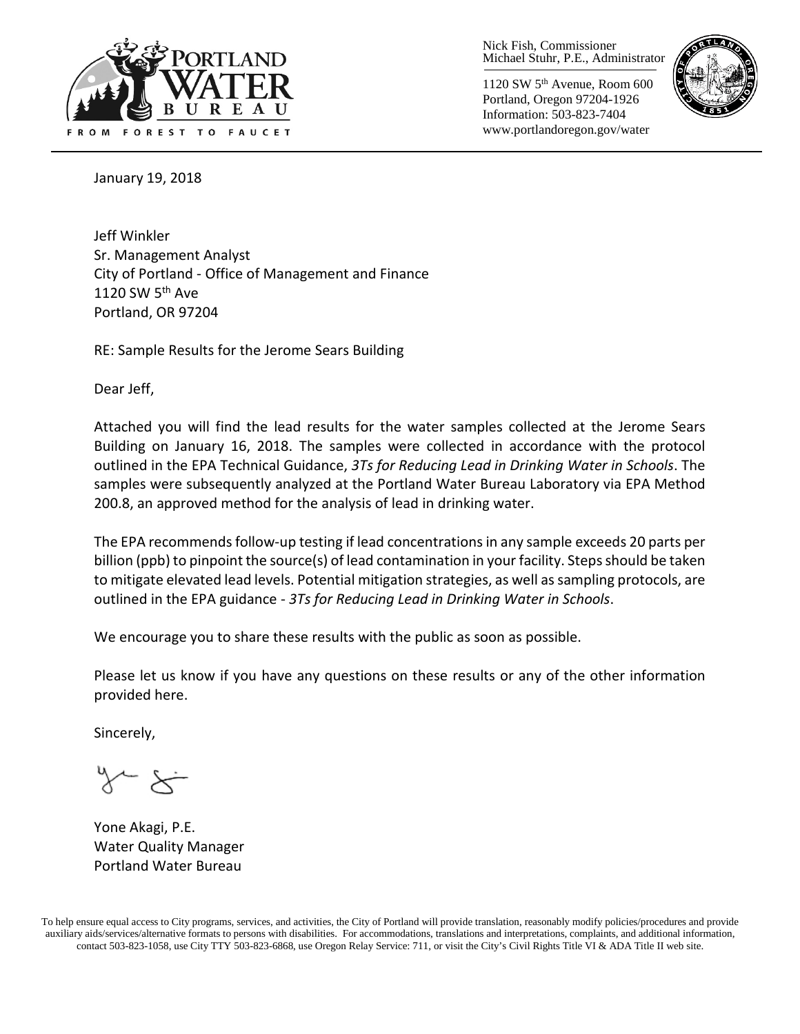PORTLAND WATER BUREAU

FROM FOREST TO FAUCET

Nick Fish, Commissioner
Michael Stuhr, P.E., Administrator

1120 SW 5th Avenue, Room 600
Portland, Oregon 97204-1926
Information: 503-823-7404
www.portlandoregon.gov/water

January 19, 2018

Jeff Winkler
Sr. Management Analyst
City of Portland - Office of Management and Finance
1120 SW 5th Ave
Portland, OR 97204

RE: Sample Results for the Jerome Sears Building

Dear Jeff,

Attached you will find the lead results for the water samples collected at the Jerome Sears Building on January 16, 2018. The samples were collected in accordance with the protocol outlined in the EPA Technical Guidance, *3Ts for Reducing Lead in Drinking Water in Schools*. The samples were subsequently analyzed at the Portland Water Bureau Laboratory via EPA Method 200.8, an approved method for the analysis of lead in drinking water.

The EPA recommends follow-up testing if lead concentrations in any sample exceeds 20 parts per billion (ppb) to pinpoint the source(s) of lead contamination in your facility. Steps should be taken to mitigate elevated lead levels. Potential mitigation strategies, as well as sampling protocols, are outlined in the EPA guidance - *3Ts for Reducing Lead in Drinking Water in Schools*.

We encourage you to share these results with the public as soon as possible.

Please let us know if you have any questions on these results or any of the other information provided here.

Sincerely,

Yone Akagi, P.E.
Water Quality Manager
Portland Water Bureau

To help ensure equal access to City programs, services, and activities, the City of Portland will provide translation, reasonably modify policies/procedures and provide auxiliary aids/services/alternative formats to persons with disabilities. For accommodations, translations and interpretations, complaints, and additional information, contact 503-823-1058, use City TTY 503-823-6868, use Oregon Relay Service: 711, or visit the City's Civil Rights Title VI & ADA Title II web site.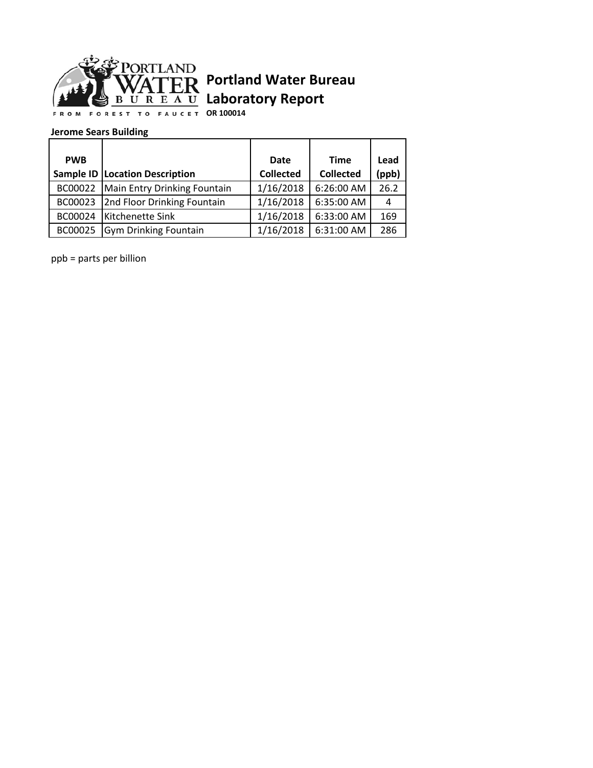PORTLAND WATER BUREAU

FROM FOREST TO FAUCET

# Portland Water Bureau Laboratory Report

**OR 100014**

**Jerome Sears Building**

| PWB Sample ID | Location Description | Date Collected | Time Collected | Lead (ppb) |
|---|---|---|---|---|
| BC00022 | Main Entry Drinking Fountain | 1/16/2018 | 6:26:00 AM | 26.2 |
| BC00023 | 2nd Floor Drinking Fountain | 1/16/2018 | 6:35:00 AM | 4 |
| BC00024 | Kitchenette Sink | 1/16/2018 | 6:33:00 AM | 169 |
| BC00025 | Gym Drinking Fountain | 1/16/2018 | 6:31:00 AM | 286 |

ppb = parts per billion